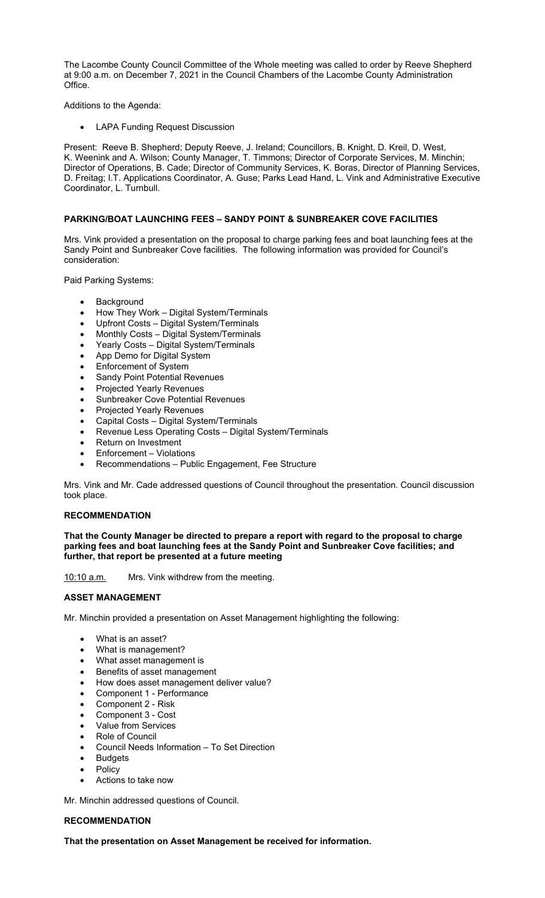The Lacombe County Council Committee of the Whole meeting was called to order by Reeve Shepherd at 9:00 a.m. on December 7, 2021 in the Council Chambers of the Lacombe County Administration Office.

Additions to the Agenda:

- LAPA Funding Request Discussion

Present: Reeve B. Shepherd; Deputy Reeve, J. Ireland; Councillors, B. Knight, D. Kreil, D. West, K. Weenink and A. Wilson; County Manager, T. Timmons; Director of Corporate Services, M. Minchin; Director of Operations, B. Cade; Director of Community Services, K. Boras, Director of Planning Services, D. Freitag; I.T. Applications Coordinator, A. Guse; Parks Lead Hand, L. Vink and Administrative Executive Coordinator, L. Turnbull.

## PARKING/BOAT LAUNCHING FEES – SANDY POINT & SUNBREAKER COVE FACILITIES

Mrs. Vink provided a presentation on the proposal to charge parking fees and boat launching fees at the Sandy Point and Sunbreaker Cove facilities. The following information was provided for Council's consideration:

Paid Parking Systems:

- Background
- How They Work – Digital System/Terminals
- Upfront Costs – Digital System/Terminals
- Monthly Costs – Digital System/Terminals
- Yearly Costs – Digital System/Terminals
- App Demo for Digital System
- Enforcement of System
- Sandy Point Potential Revenues
- Projected Yearly Revenues
- Sunbreaker Cove Potential Revenues
- Projected Yearly Revenues
- Capital Costs – Digital System/Terminals
- Revenue Less Operating Costs – Digital System/Terminals
- Return on Investment
- Enforcement – Violations
- Recommendations – Public Engagement, Fee Structure

Mrs. Vink and Mr. Cade addressed questions of Council throughout the presentation. Council discussion took place.

### RECOMMENDATION

**That the County Manager be directed to prepare a report with regard to the proposal to charge parking fees and boat launching fees at the Sandy Point and Sunbreaker Cove facilities; and further, that report be presented at a future meeting**

10:10 a.m. Mrs. Vink withdrew from the meeting.

## ASSET MANAGEMENT

Mr. Minchin provided a presentation on Asset Management highlighting the following:

- What is an asset?
- What is management?
- What asset management is
- Benefits of asset management
- How does asset management deliver value?
- Component 1 - Performance
- Component 2 - Risk
- Component 3 - Cost
- Value from Services
- Role of Council
- Council Needs Information – To Set Direction
- Budgets
- Policy
- Actions to take now

Mr. Minchin addressed questions of Council.

### RECOMMENDATION

**That the presentation on Asset Management be received for information.**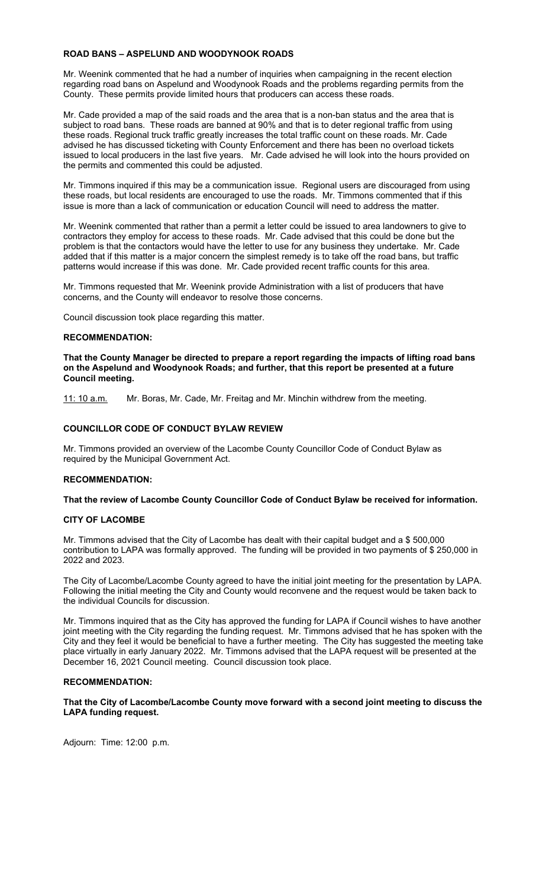## ROAD BANS – ASPELUND AND WOODYNOOK ROADS

Mr. Weenink commented that he had a number of inquiries when campaigning in the recent election regarding road bans on Aspelund and Woodynook Roads and the problems regarding permits from the County. These permits provide limited hours that producers can access these roads.

Mr. Cade provided a map of the said roads and the area that is a non-ban status and the area that is subject to road bans. These roads are banned at 90% and that is to deter regional traffic from using these roads. Regional truck traffic greatly increases the total traffic count on these roads. Mr. Cade advised he has discussed ticketing with County Enforcement and there has been no overload tickets issued to local producers in the last five years. Mr. Cade advised he will look into the hours provided on the permits and commented this could be adjusted.

Mr. Timmons inquired if this may be a communication issue. Regional users are discouraged from using these roads, but local residents are encouraged to use the roads. Mr. Timmons commented that if this issue is more than a lack of communication or education Council will need to address the matter.

Mr. Weenink commented that rather than a permit a letter could be issued to area landowners to give to contractors they employ for access to these roads. Mr. Cade advised that this could be done but the problem is that the contactors would have the letter to use for any business they undertake. Mr. Cade added that if this matter is a major concern the simplest remedy is to take off the road bans, but traffic patterns would increase if this was done. Mr. Cade provided recent traffic counts for this area.

Mr. Timmons requested that Mr. Weenink provide Administration with a list of producers that have concerns, and the County will endeavor to resolve those concerns.

Council discussion took place regarding this matter.

**RECOMMENDATION:**

**That the County Manager be directed to prepare a report regarding the impacts of lifting road bans on the Aspelund and Woodynook Roads; and further, that this report be presented at a future Council meeting.**

11: 10 a.m. Mr. Boras, Mr. Cade, Mr. Freitag and Mr. Minchin withdrew from the meeting.

## COUNCILLOR CODE OF CONDUCT BYLAW REVIEW

Mr. Timmons provided an overview of the Lacombe County Councillor Code of Conduct Bylaw as required by the Municipal Government Act.

**RECOMMENDATION:**

**That the review of Lacombe County Councillor Code of Conduct Bylaw be received for information.**

## CITY OF LACOMBE

Mr. Timmons advised that the City of Lacombe has dealt with their capital budget and a $ 500,000 contribution to LAPA was formally approved. The funding will be provided in two payments of $ 250,000 in 2022 and 2023.

The City of Lacombe/Lacombe County agreed to have the initial joint meeting for the presentation by LAPA. Following the initial meeting the City and County would reconvene and the request would be taken back to the individual Councils for discussion.

Mr. Timmons inquired that as the City has approved the funding for LAPA if Council wishes to have another joint meeting with the City regarding the funding request. Mr. Timmons advised that he has spoken with the City and they feel it would be beneficial to have a further meeting. The City has suggested the meeting take place virtually in early January 2022. Mr. Timmons advised that the LAPA request will be presented at the December 16, 2021 Council meeting. Council discussion took place.

**RECOMMENDATION:**

**That the City of Lacombe/Lacombe County move forward with a second joint meeting to discuss the LAPA funding request.**

Adjourn: Time: 12:00 p.m.